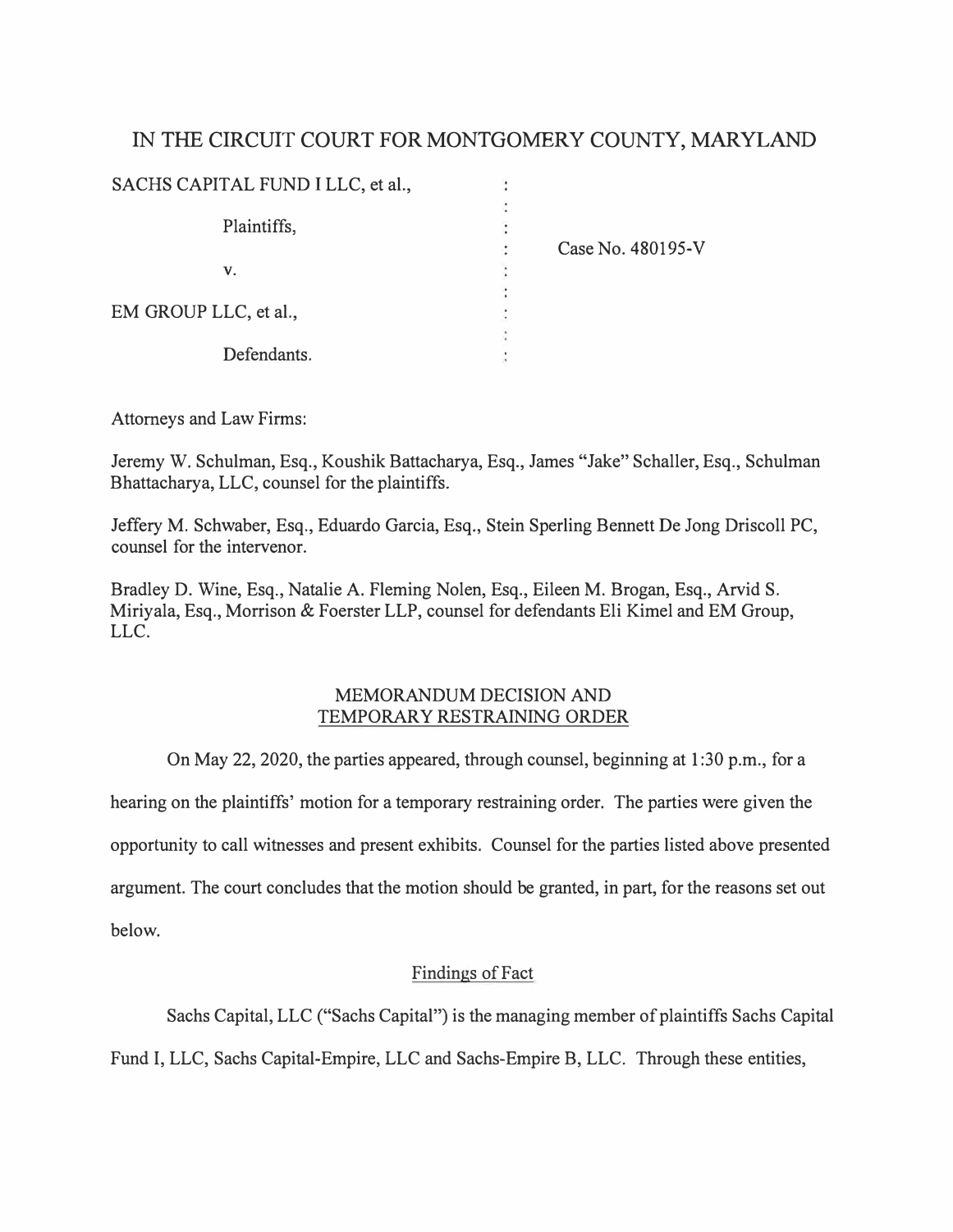# IN THE CIRCUIT COURT FOR MONTGOMERY COUNTY, MARYLAND

SACHS CAPITAL FUND I LLC, et al.,

Plaintiffs,

v.

EM GROUP LLC, et al.,

Defendants.

Case No. 480195-V

Attorneys and Law Firms:

Jeremy W. Schulman, Esq., Koushik Battacharya, Esq., James "Jake" Schaller, Esq., Schulman Bhattacharya, LLC, counsel for the plaintiffs.

Jeffery M. Schwaber, Esq., Eduardo Garcia, Esq., Stein Sperling Bennett De Jong Driscoll PC, counsel for the intervenor.

Bradley D. Wine, Esq., Natalie A. Fleming Nolen, Esq., Eileen M. Brogan, Esq., Arvid S. Miriyala, Esq., Morrison & Foerster LLP, counsel for defendants Eli Kimel and EM Group, LLC.

## MEMORANDUM DECISION AND TEMPORARY RESTRAINING ORDER

On May 22, 2020, the parties appeared, through counsel, beginning at 1:30 p.m., for a hearing on the plaintiffs' motion for a temporary restraining order. The parties were given the opportunity to call witnesses and present exhibits. Counsel for the parties listed above presented argument. The court concludes that the motion should be granted, in part, for the reasons set out below.

### Findings of Fact

Sachs Capital, LLC ("Sachs Capital") is the managing member of plaintiffs Sachs Capital Fund I, LLC, Sachs Capital-Empire, LLC and Sachs-Empire B, LLC. Through these entities,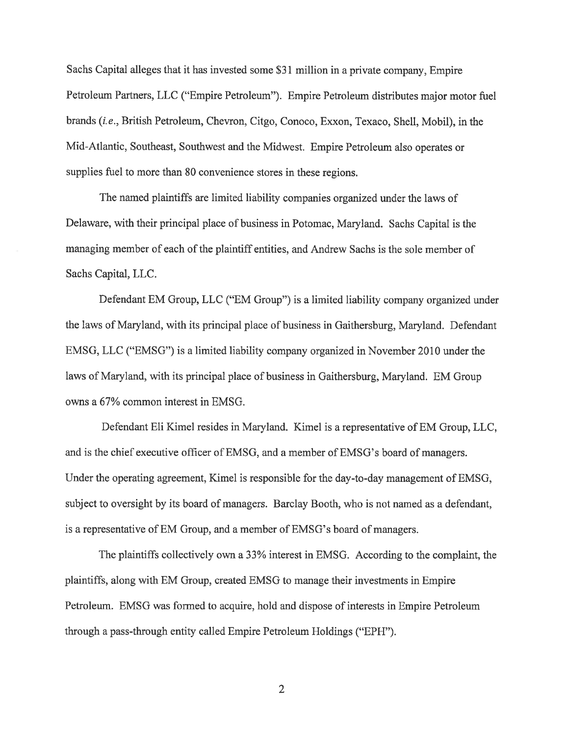Sachs Capital alleges that it has invested some $31 million in a private company, Empire Petroleum Partners, LLC ("Empire Petroleum"). Empire Petroleum distributes major motor fuel brands (*i.e.*, British Petroleum, Chevron, Citgo, Conoco, Exxon, Texaco, Shell, Mobil), in the Mid-Atlantic, Southeast, Southwest and the Midwest. Empire Petroleum also operates or supplies fuel to more than 80 convenience stores in these regions.

The named plaintiffs are limited liability companies organized under the laws of Delaware, with their principal place of business in Potomac, Maryland. Sachs Capital is the managing member of each of the plaintiff entities, and Andrew Sachs is the sole member of Sachs Capital, LLC.

Defendant EM Group, LLC ("EM Group") is a limited liability company organized under the laws of Maryland, with its principal place of business in Gaithersburg, Maryland. Defendant EMSG, LLC ("EMSG") is a limited liability company organized in November 2010 under the laws of Maryland, with its principal place of business in Gaithersburg, Maryland. EM Group owns a 67% common interest in EMSG.

Defendant Eli Kimel resides in Maryland. Kimel is a representative of EM Group, LLC, and is the chief executive officer of EMSG, and a member of EMSG's board of managers. Under the operating agreement, Kimel is responsible for the day-to-day management of EMSG, subject to oversight by its board of managers. Barclay Booth, who is not named as a defendant, is a representative of EM Group, and a member of EMSG's board of managers.

The plaintiffs collectively own a 33% interest in EMSG. According to the complaint, the plaintiffs, along with EM Group, created EMSG to manage their investments in Empire Petroleum. EMSG was formed to acquire, hold and dispose of interests in Empire Petroleum through a pass-through entity called Empire Petroleum Holdings ("EPH").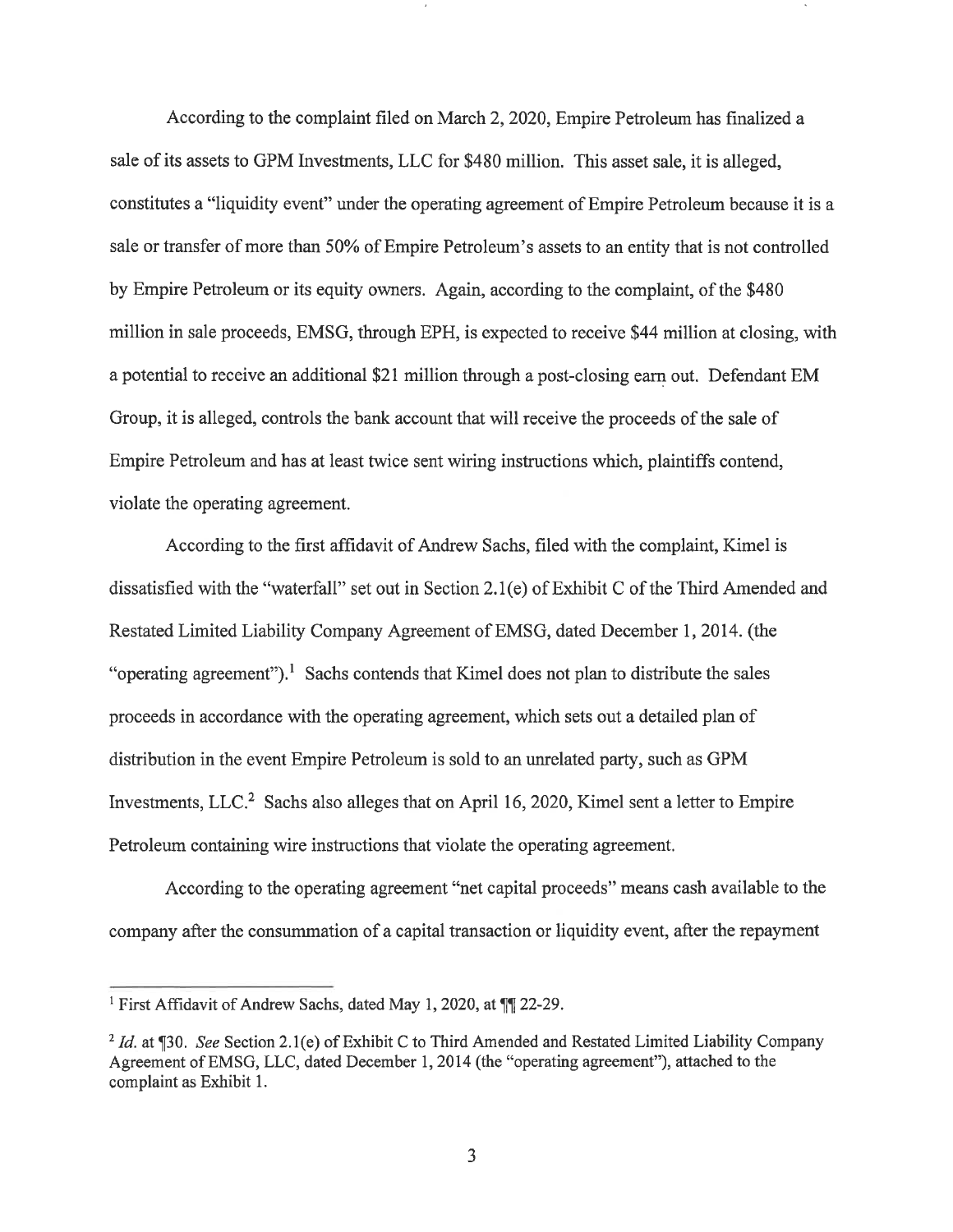According to the complaint filed on March 2, 2020, Empire Petroleum has finalized a sale of its assets to GPM Investments, LLC for $480 million. This asset sale, it is alleged, constitutes a "liquidity event" under the operating agreement of Empire Petroleum because it is a sale or transfer of more than 50% of Empire Petroleum's assets to an entity that is not controlled by Empire Petroleum or its equity owners. Again, according to the complaint, of the $480 million in sale proceeds, EMSG, through EPH, is expected to receive $44 million at closing, with a potential to receive an additional $21 million through a post-closing earn out. Defendant EM Group, it is alleged, controls the bank account that will receive the proceeds of the sale of Empire Petroleum and has at least twice sent wiring instructions which, plaintiffs contend, violate the operating agreement.

According to the first affidavit of Andrew Sachs, filed with the complaint, Kimel is dissatisfied with the "waterfall" set out in Section 2.1(e) of Exhibit C of the Third Amended and Restated Limited Liability Company Agreement of EMSG, dated December 1, 2014. (the "operating agreement").[1] Sachs contends that Kimel does not plan to distribute the sales proceeds in accordance with the operating agreement, which sets out a detailed plan of distribution in the event Empire Petroleum is sold to an unrelated party, such as GPM Investments, LLC.[2] Sachs also alleges that on April 16, 2020, Kimel sent a letter to Empire Petroleum containing wire instructions that violate the operating agreement.

According to the operating agreement "net capital proceeds" means cash available to the company after the consummation of a capital transaction or liquidity event, after the repayment

---

[1] First Affidavit of Andrew Sachs, dated May 1, 2020, at ¶¶ 22-29.

[2] *Id.* at ¶30. *See* Section 2.1(e) of Exhibit C to Third Amended and Restated Limited Liability Company Agreement of EMSG, LLC, dated December 1, 2014 (the "operating agreement"), attached to the complaint as Exhibit 1.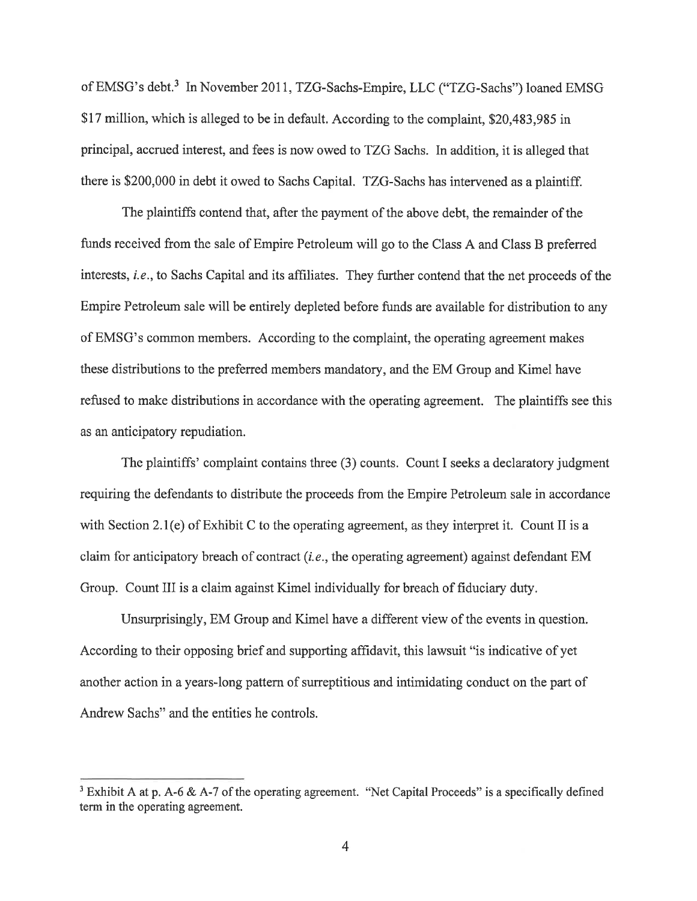of EMSG's debt.[3] In November 2011, TZG-Sachs-Empire, LLC ("TZG-Sachs") loaned EMSG $17 million, which is alleged to be in default. According to the complaint, $20,483,985 in principal, accrued interest, and fees is now owed to TZG Sachs. In addition, it is alleged that there is $200,000 in debt it owed to Sachs Capital. TZG-Sachs has intervened as a plaintiff.

The plaintiffs contend that, after the payment of the above debt, the remainder of the funds received from the sale of Empire Petroleum will go to the Class A and Class B preferred interests, *i.e.*, to Sachs Capital and its affiliates. They further contend that the net proceeds of the Empire Petroleum sale will be entirely depleted before funds are available for distribution to any of EMSG's common members. According to the complaint, the operating agreement makes these distributions to the preferred members mandatory, and the EM Group and Kimel have refused to make distributions in accordance with the operating agreement. The plaintiffs see this as an anticipatory repudiation.

The plaintiffs' complaint contains three (3) counts. Count I seeks a declaratory judgment requiring the defendants to distribute the proceeds from the Empire Petroleum sale in accordance with Section 2.1(e) of Exhibit C to the operating agreement, as they interpret it. Count II is a claim for anticipatory breach of contract (*i.e.*, the operating agreement) against defendant EM Group. Count III is a claim against Kimel individually for breach of fiduciary duty.

Unsurprisingly, EM Group and Kimel have a different view of the events in question. According to their opposing brief and supporting affidavit, this lawsuit "is indicative of yet another action in a years-long pattern of surreptitious and intimidating conduct on the part of Andrew Sachs" and the entities he controls.

---

[3] Exhibit A at p. A-6 & A-7 of the operating agreement. "Net Capital Proceeds" is a specifically defined term in the operating agreement.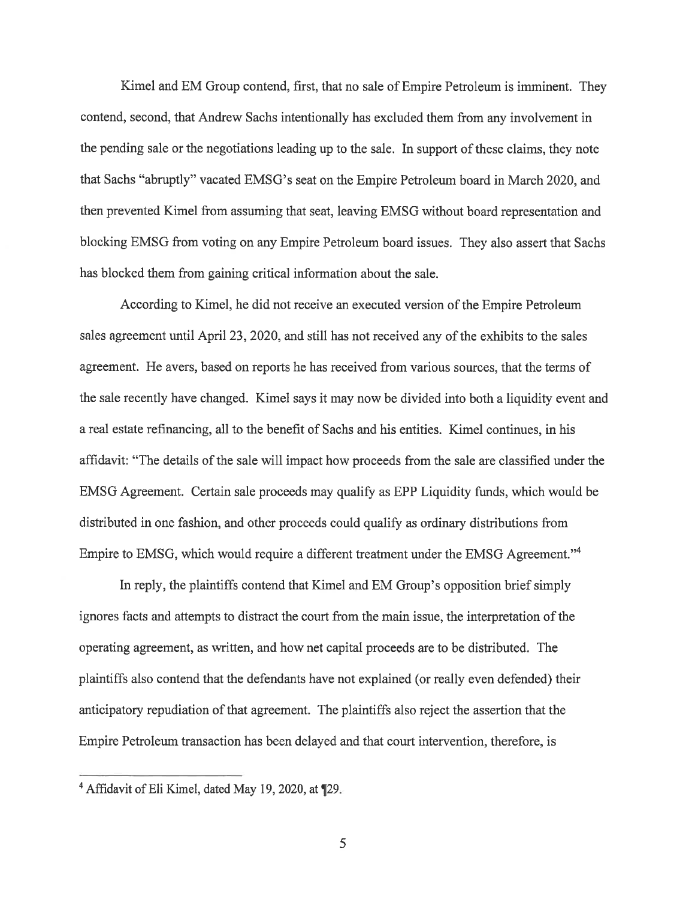Kimel and EM Group contend, first, that no sale of Empire Petroleum is imminent. They contend, second, that Andrew Sachs intentionally has excluded them from any involvement in the pending sale or the negotiations leading up to the sale. In support of these claims, they note that Sachs "abruptly" vacated EMSG's seat on the Empire Petroleum board in March 2020, and then prevented Kimel from assuming that seat, leaving EMSG without board representation and blocking EMSG from voting on any Empire Petroleum board issues. They also assert that Sachs has blocked them from gaining critical information about the sale.

According to Kimel, he did not receive an executed version of the Empire Petroleum sales agreement until April 23, 2020, and still has not received any of the exhibits to the sales agreement. He avers, based on reports he has received from various sources, that the terms of the sale recently have changed. Kimel says it may now be divided into both a liquidity event and a real estate refinancing, all to the benefit of Sachs and his entities. Kimel continues, in his affidavit: "The details of the sale will impact how proceeds from the sale are classified under the EMSG Agreement. Certain sale proceeds may qualify as EPP Liquidity funds, which would be distributed in one fashion, and other proceeds could qualify as ordinary distributions from Empire to EMSG, which would require a different treatment under the EMSG Agreement."[4]

In reply, the plaintiffs contend that Kimel and EM Group's opposition brief simply ignores facts and attempts to distract the court from the main issue, the interpretation of the operating agreement, as written, and how net capital proceeds are to be distributed. The plaintiffs also contend that the defendants have not explained (or really even defended) their anticipatory repudiation of that agreement. The plaintiffs also reject the assertion that the Empire Petroleum transaction has been delayed and that court intervention, therefore, is

[4] Affidavit of Eli Kimel, dated May 19, 2020, at ¶29.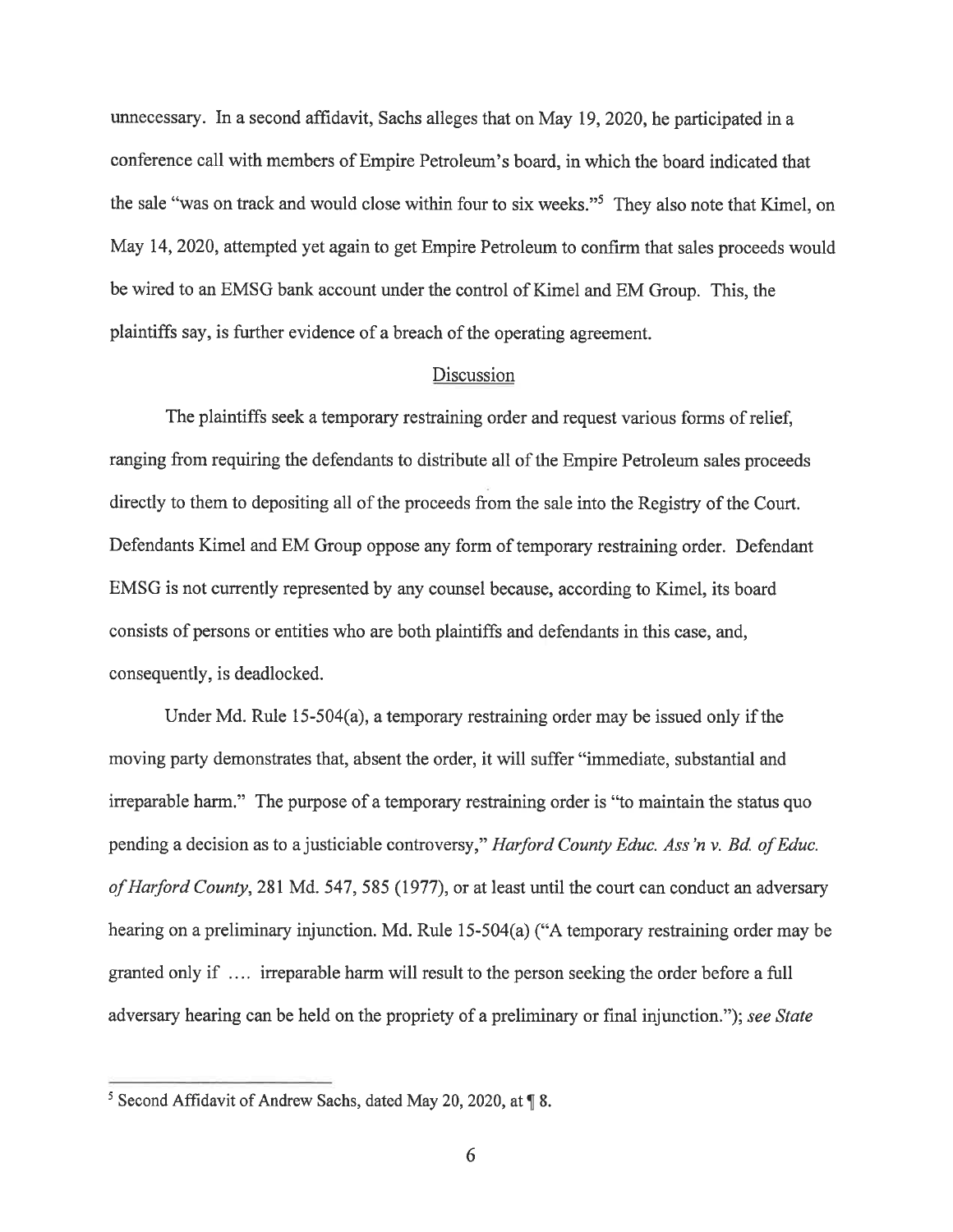unnecessary. In a second affidavit, Sachs alleges that on May 19, 2020, he participated in a conference call with members of Empire Petroleum's board, in which the board indicated that the sale "was on track and would close within four to six weeks."[5] They also note that Kimel, on May 14, 2020, attempted yet again to get Empire Petroleum to confirm that sales proceeds would be wired to an EMSG bank account under the control of Kimel and EM Group. This, the plaintiffs say, is further evidence of a breach of the operating agreement.

## Discussion

The plaintiffs seek a temporary restraining order and request various forms of relief, ranging from requiring the defendants to distribute all of the Empire Petroleum sales proceeds directly to them to depositing all of the proceeds from the sale into the Registry of the Court. Defendants Kimel and EM Group oppose any form of temporary restraining order. Defendant EMSG is not currently represented by any counsel because, according to Kimel, its board consists of persons or entities who are both plaintiffs and defendants in this case, and, consequently, is deadlocked.

Under Md. Rule 15-504(a), a temporary restraining order may be issued only if the moving party demonstrates that, absent the order, it will suffer "immediate, substantial and irreparable harm." The purpose of a temporary restraining order is "to maintain the status quo pending a decision as to a justiciable controversy," *Harford County Educ. Ass'n v. Bd. of Educ. of Harford County*, 281 Md. 547, 585 (1977), or at least until the court can conduct an adversary hearing on a preliminary injunction. Md. Rule 15-504(a) ("A temporary restraining order may be granted only if .... irreparable harm will result to the person seeking the order before a full adversary hearing can be held on the propriety of a preliminary or final injunction."); *see State*

[5] Second Affidavit of Andrew Sachs, dated May 20, 2020, at ¶ 8.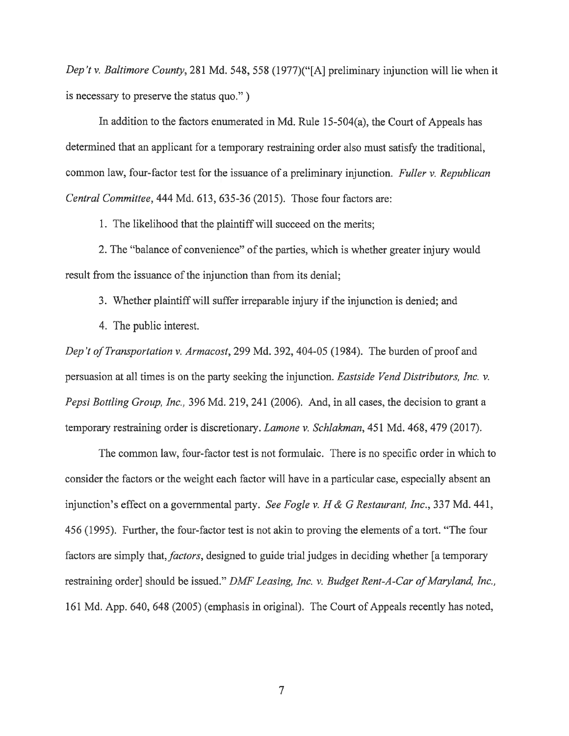*Dep't v. Baltimore County*, 281 Md. 548, 558 (1977)("[A] preliminary injunction will lie when it is necessary to preserve the status quo." )

In addition to the factors enumerated in Md. Rule 15-504(a), the Court of Appeals has determined that an applicant for a temporary restraining order also must satisfy the traditional, common law, four-factor test for the issuance of a preliminary injunction. *Fuller v. Republican Central Committee*, 444 Md. 613, 635-36 (2015). Those four factors are:

1. The likelihood that the plaintiff will succeed on the merits;

2. The "balance of convenience" of the parties, which is whether greater injury would result from the issuance of the injunction than from its denial;

3. Whether plaintiff will suffer irreparable injury if the injunction is denied; and

4. The public interest.

*Dep't of Transportation v. Armacost*, 299 Md. 392, 404-05 (1984). The burden of proof and persuasion at all times is on the party seeking the injunction. *Eastside Vend Distributors, Inc. v. Pepsi Bottling Group, Inc.*, 396 Md. 219, 241 (2006). And, in all cases, the decision to grant a temporary restraining order is discretionary. *Lamone v. Schlakman*, 451 Md. 468, 479 (2017).

The common law, four-factor test is not formulaic. There is no specific order in which to consider the factors or the weight each factor will have in a particular case, especially absent an injunction's effect on a governmental party. *See Fogle v. H & G Restaurant, Inc.*, 337 Md. 441, 456 (1995). Further, the four-factor test is not akin to proving the elements of a tort. "The four factors are simply that, *factors*, designed to guide trial judges in deciding whether [a temporary restraining order] should be issued." *DMF Leasing, Inc. v. Budget Rent-A-Car of Maryland, Inc.*, 161 Md. App. 640, 648 (2005) (emphasis in original). The Court of Appeals recently has noted,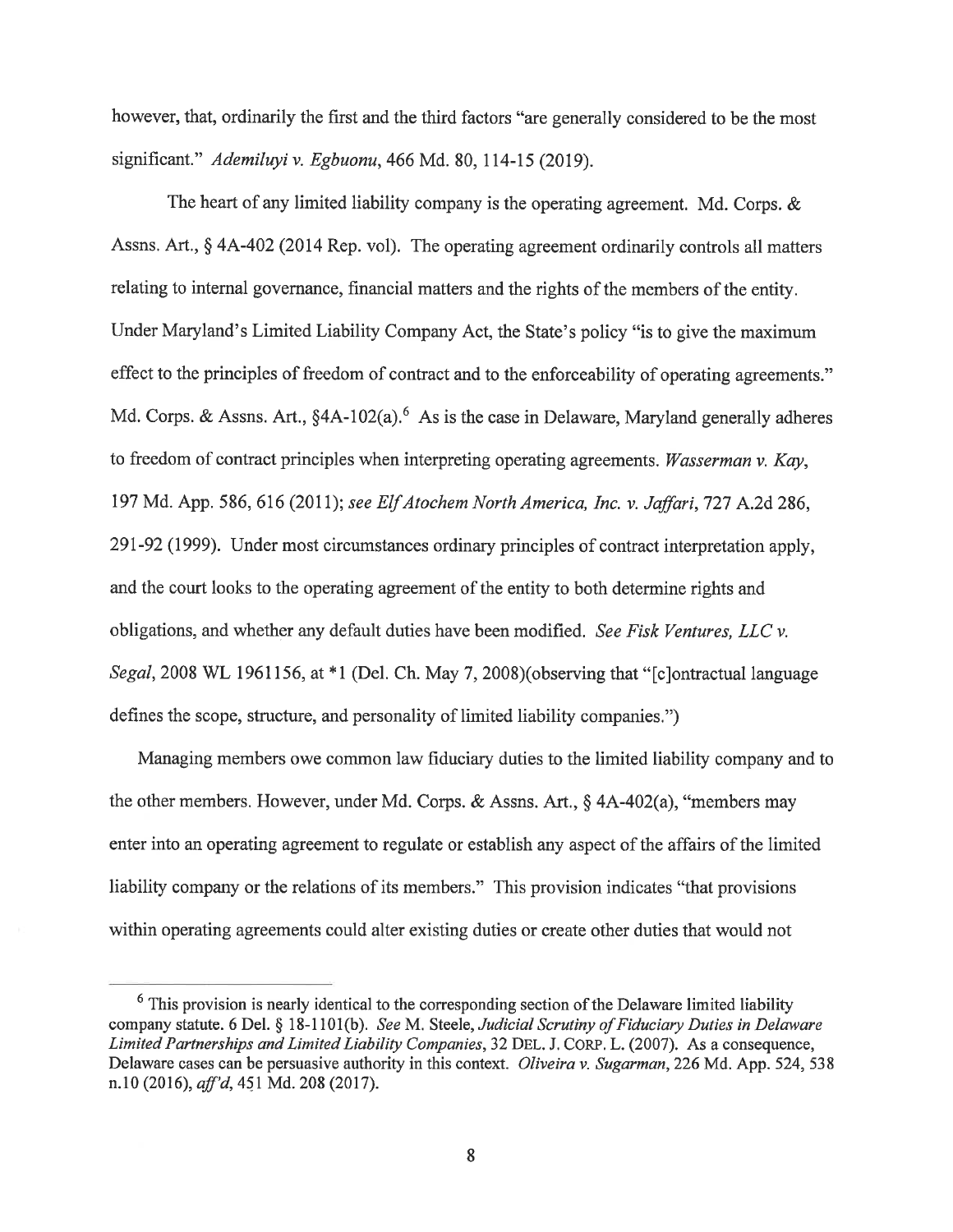however, that, ordinarily the first and the third factors "are generally considered to be the most significant." *Ademiluyi v. Egbuonu*, 466 Md. 80, 114-15 (2019).

The heart of any limited liability company is the operating agreement. Md. Corps. & Assns. Art., § 4A-402 (2014 Rep. vol). The operating agreement ordinarily controls all matters relating to internal governance, financial matters and the rights of the members of the entity. Under Maryland's Limited Liability Company Act, the State's policy "is to give the maximum effect to the principles of freedom of contract and to the enforceability of operating agreements." Md. Corps. & Assns. Art., §4A-102(a).[6] As is the case in Delaware, Maryland generally adheres to freedom of contract principles when interpreting operating agreements. *Wasserman v. Kay*, 197 Md. App. 586, 616 (2011); *see Elf Atochem North America, Inc. v. Jaffari*, 727 A.2d 286, 291-92 (1999). Under most circumstances ordinary principles of contract interpretation apply, and the court looks to the operating agreement of the entity to both determine rights and obligations, and whether any default duties have been modified. *See Fisk Ventures, LLC v. Segal*, 2008 WL 1961156, at *1 (Del. Ch. May 7, 2008)(observing that "[c]ontractual language defines the scope, structure, and personality of limited liability companies.")

Managing members owe common law fiduciary duties to the limited liability company and to the other members. However, under Md. Corps. & Assns. Art., § 4A-402(a), "members may enter into an operating agreement to regulate or establish any aspect of the affairs of the limited liability company or the relations of its members." This provision indicates "that provisions within operating agreements could alter existing duties or create other duties that would not

---

[6] This provision is nearly identical to the corresponding section of the Delaware limited liability company statute. 6 Del. § 18-1101(b). *See* M. Steele, *Judicial Scrutiny of Fiduciary Duties in Delaware Limited Partnerships and Limited Liability Companies*, 32 DEL. J. CORP. L. (2007). As a consequence, Delaware cases can be persuasive authority in this context. *Oliveira v. Sugarman*, 226 Md. App. 524, 538 n.10 (2016), *aff'd*, 451 Md. 208 (2017).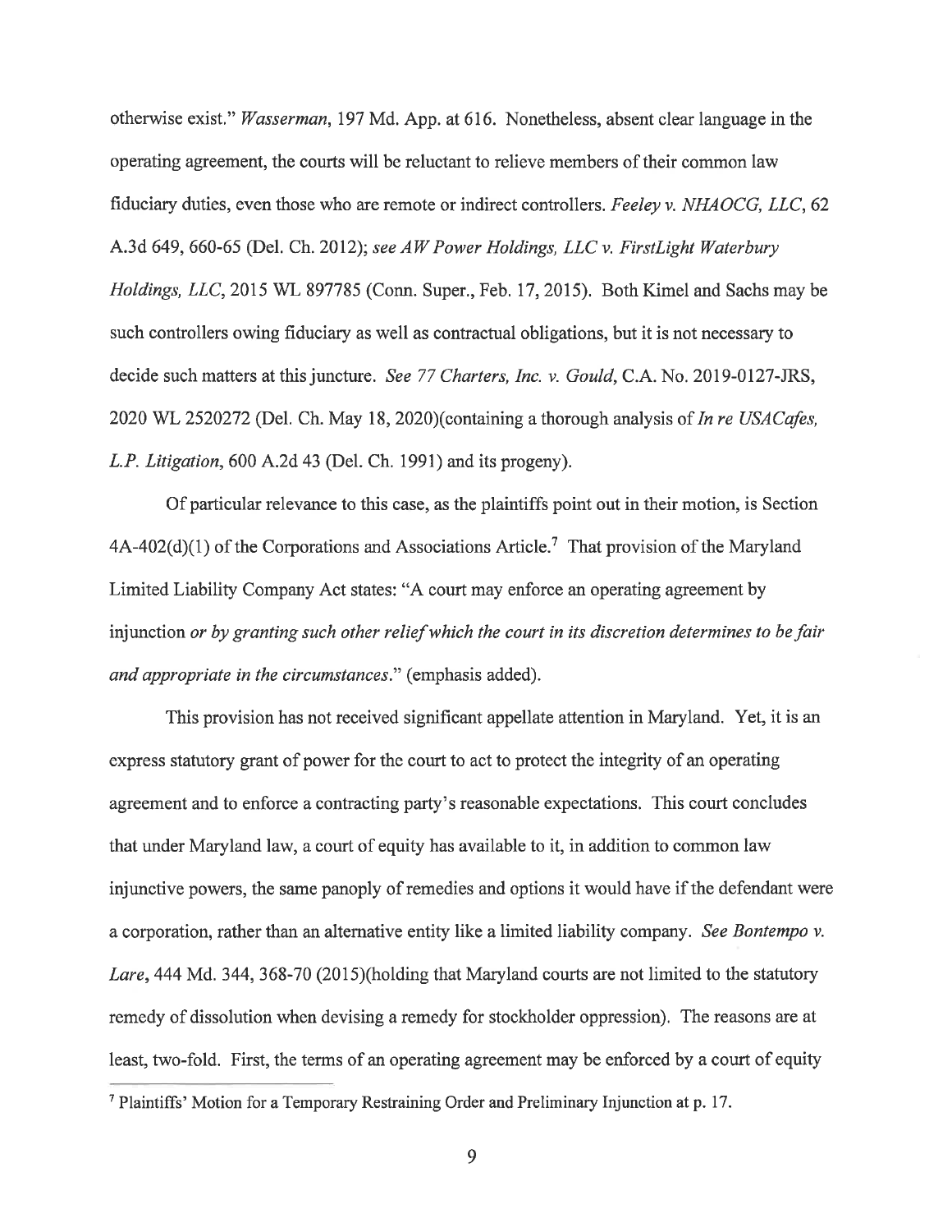otherwise exist." *Wasserman*, 197 Md. App. at 616. Nonetheless, absent clear language in the operating agreement, the courts will be reluctant to relieve members of their common law fiduciary duties, even those who are remote or indirect controllers. *Feeley v. NHAOCG, LLC*, 62 A.3d 649, 660-65 (Del. Ch. 2012); *see AW Power Holdings, LLC v. FirstLight Waterbury Holdings, LLC*, 2015 WL 897785 (Conn. Super., Feb. 17, 2015). Both Kimel and Sachs may be such controllers owing fiduciary as well as contractual obligations, but it is not necessary to decide such matters at this juncture. *See 77 Charters, Inc. v. Gould*, C.A. No. 2019-0127-JRS, 2020 WL 2520272 (Del. Ch. May 18, 2020)(containing a thorough analysis of *In re USACafes, L.P. Litigation*, 600 A.2d 43 (Del. Ch. 1991) and its progeny).

Of particular relevance to this case, as the plaintiffs point out in their motion, is Section 4A-402(d)(1) of the Corporations and Associations Article.[7] That provision of the Maryland Limited Liability Company Act states: "A court may enforce an operating agreement by injunction *or by granting such other relief which the court in its discretion determines to be fair and appropriate in the circumstances*." (emphasis added).

This provision has not received significant appellate attention in Maryland. Yet, it is an express statutory grant of power for the court to act to protect the integrity of an operating agreement and to enforce a contracting party's reasonable expectations. This court concludes that under Maryland law, a court of equity has available to it, in addition to common law injunctive powers, the same panoply of remedies and options it would have if the defendant were a corporation, rather than an alternative entity like a limited liability company. *See Bontempo v. Lare*, 444 Md. 344, 368-70 (2015)(holding that Maryland courts are not limited to the statutory remedy of dissolution when devising a remedy for stockholder oppression). The reasons are at least, two-fold. First, the terms of an operating agreement may be enforced by a court of equity

[7] Plaintiffs' Motion for a Temporary Restraining Order and Preliminary Injunction at p. 17.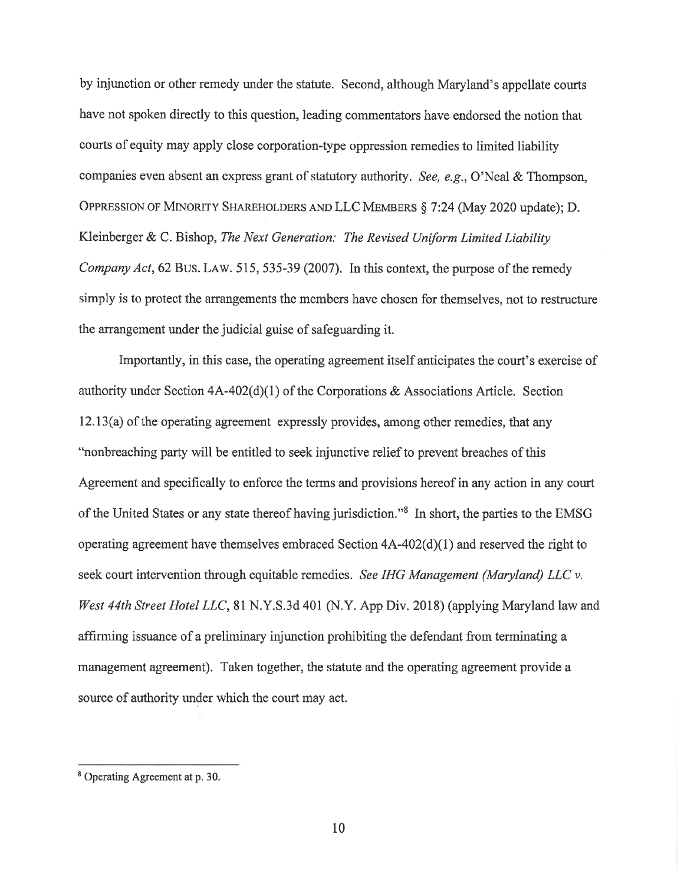by injunction or other remedy under the statute. Second, although Maryland's appellate courts have not spoken directly to this question, leading commentators have endorsed the notion that courts of equity may apply close corporation-type oppression remedies to limited liability companies even absent an express grant of statutory authority. *See, e.g.*, O'Neal & Thompson, OPPRESSION OF MINORITY SHAREHOLDERS AND LLC MEMBERS § 7:24 (May 2020 update); D. Kleinberger & C. Bishop, *The Next Generation: The Revised Uniform Limited Liability Company Act*, 62 BUS. LAW. 515, 535-39 (2007). In this context, the purpose of the remedy simply is to protect the arrangements the members have chosen for themselves, not to restructure the arrangement under the judicial guise of safeguarding it.

Importantly, in this case, the operating agreement itself anticipates the court's exercise of authority under Section 4A-402(d)(1) of the Corporations & Associations Article. Section 12.13(a) of the operating agreement expressly provides, among other remedies, that any "nonbreaching party will be entitled to seek injunctive relief to prevent breaches of this Agreement and specifically to enforce the terms and provisions hereof in any action in any court of the United States or any state thereof having jurisdiction."[8] In short, the parties to the EMSG operating agreement have themselves embraced Section 4A-402(d)(1) and reserved the right to seek court intervention through equitable remedies. *See IHG Management (Maryland) LLC v. West 44th Street Hotel LLC*, 81 N.Y.S.3d 401 (N.Y. App Div. 2018) (applying Maryland law and affirming issuance of a preliminary injunction prohibiting the defendant from terminating a management agreement). Taken together, the statute and the operating agreement provide a source of authority under which the court may act.

---

[8] Operating Agreement at p. 30.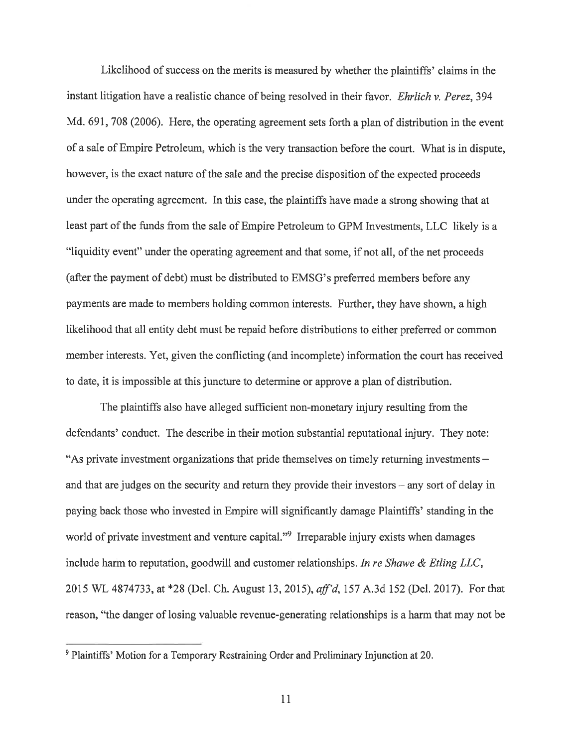Likelihood of success on the merits is measured by whether the plaintiffs' claims in the instant litigation have a realistic chance of being resolved in their favor. *Ehrlich v. Perez*, 394 Md. 691, 708 (2006). Here, the operating agreement sets forth a plan of distribution in the event of a sale of Empire Petroleum, which is the very transaction before the court. What is in dispute, however, is the exact nature of the sale and the precise disposition of the expected proceeds under the operating agreement. In this case, the plaintiffs have made a strong showing that at least part of the funds from the sale of Empire Petroleum to GPM Investments, LLC likely is a "liquidity event" under the operating agreement and that some, if not all, of the net proceeds (after the payment of debt) must be distributed to EMSG's preferred members before any payments are made to members holding common interests. Further, they have shown, a high likelihood that all entity debt must be repaid before distributions to either preferred or common member interests. Yet, given the conflicting (and incomplete) information the court has received to date, it is impossible at this juncture to determine or approve a plan of distribution.

The plaintiffs also have alleged sufficient non-monetary injury resulting from the defendants' conduct. The describe in their motion substantial reputational injury. They note: "As private investment organizations that pride themselves on timely returning investments – and that are judges on the security and return they provide their investors – any sort of delay in paying back those who invested in Empire will significantly damage Plaintiffs' standing in the world of private investment and venture capital."[9] Irreparable injury exists when damages include harm to reputation, goodwill and customer relationships. *In re Shawe & Etling LLC*, 2015 WL 4874733, at *28 (Del. Ch. August 13, 2015), *aff'd*, 157 A.3d 152 (Del. 2017). For that reason, "the danger of losing valuable revenue-generating relationships is a harm that may not be

[9] Plaintiffs' Motion for a Temporary Restraining Order and Preliminary Injunction at 20.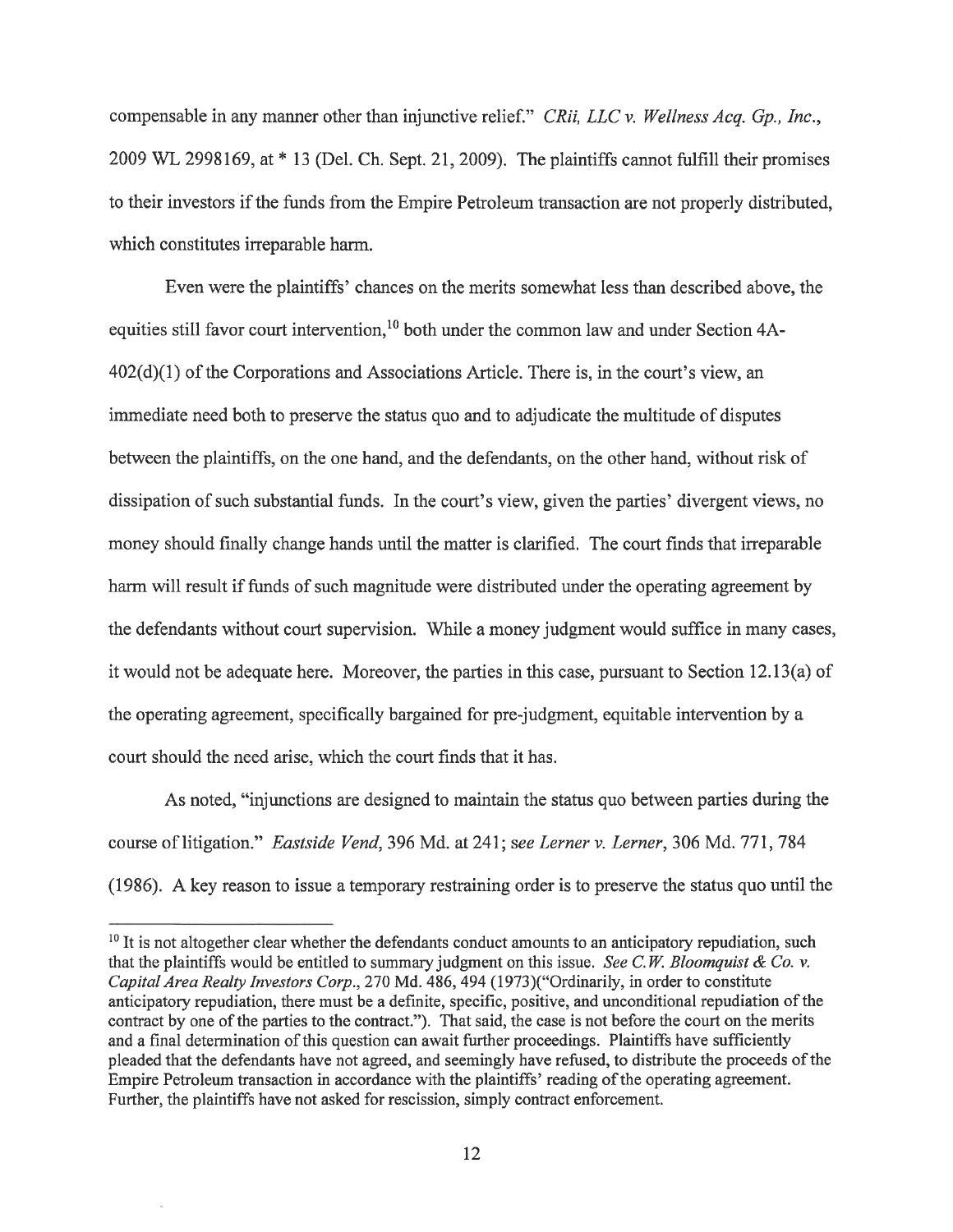compensable in any manner other than injunctive relief." *CRii, LLC v. Wellness Acq. Gp., Inc.*, 2009 WL 2998169, at * 13 (Del. Ch. Sept. 21, 2009). The plaintiffs cannot fulfill their promises to their investors if the funds from the Empire Petroleum transaction are not properly distributed, which constitutes irreparable harm.

Even were the plaintiffs' chances on the merits somewhat less than described above, the equities still favor court intervention,[10] both under the common law and under Section 4A-402(d)(1) of the Corporations and Associations Article. There is, in the court's view, an immediate need both to preserve the status quo and to adjudicate the multitude of disputes between the plaintiffs, on the one hand, and the defendants, on the other hand, without risk of dissipation of such substantial funds. In the court's view, given the parties' divergent views, no money should finally change hands until the matter is clarified. The court finds that irreparable harm will result if funds of such magnitude were distributed under the operating agreement by the defendants without court supervision. While a money judgment would suffice in many cases, it would not be adequate here. Moreover, the parties in this case, pursuant to Section 12.13(a) of the operating agreement, specifically bargained for pre-judgment, equitable intervention by a court should the need arise, which the court finds that it has.

As noted, "injunctions are designed to maintain the status quo between parties during the course of litigation." *Eastside Vend*, 396 Md. at 241; *see Lerner v. Lerner*, 306 Md. 771, 784 (1986). A key reason to issue a temporary restraining order is to preserve the status quo until the

---

[10] It is not altogether clear whether the defendants conduct amounts to an anticipatory repudiation, such that the plaintiffs would be entitled to summary judgment on this issue. *See C.W. Bloomquist & Co. v. Capital Area Realty Investors Corp.*, 270 Md. 486, 494 (1973)("Ordinarily, in order to constitute anticipatory repudiation, there must be a definite, specific, positive, and unconditional repudiation of the contract by one of the parties to the contract."). That said, the case is not before the court on the merits and a final determination of this question can await further proceedings. Plaintiffs have sufficiently pleaded that the defendants have not agreed, and seemingly have refused, to distribute the proceeds of the Empire Petroleum transaction in accordance with the plaintiffs' reading of the operating agreement. Further, the plaintiffs have not asked for rescission, simply contract enforcement.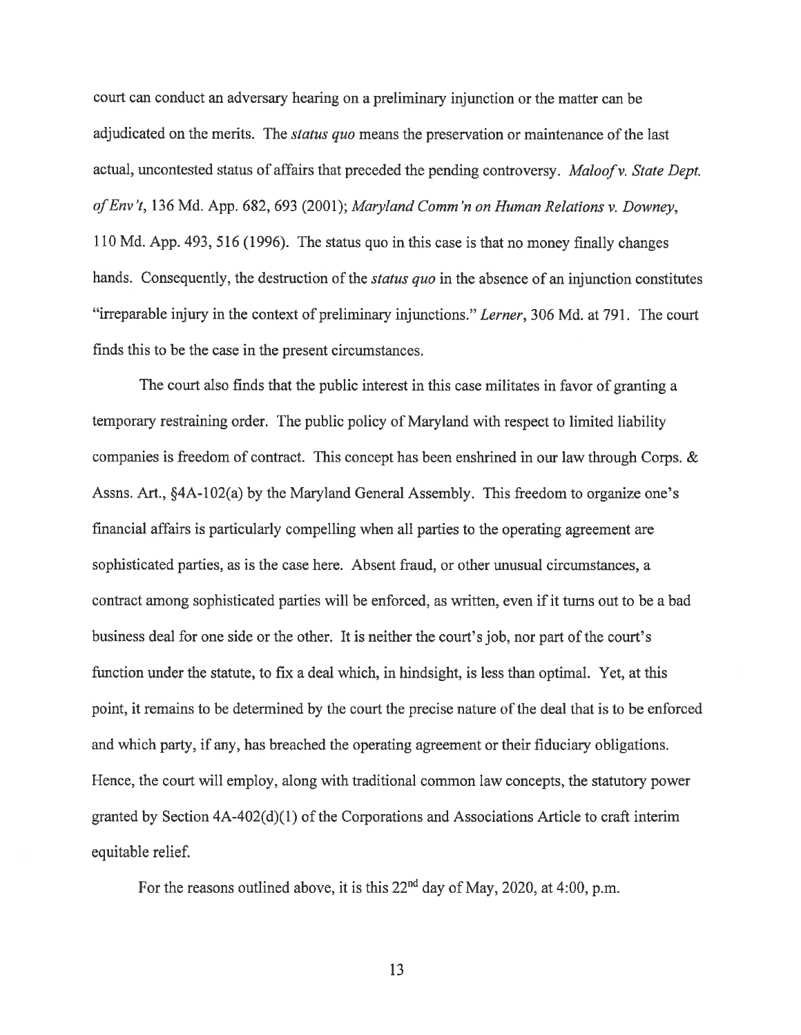court can conduct an adversary hearing on a preliminary injunction or the matter can be adjudicated on the merits. The *status quo* means the preservation or maintenance of the last actual, uncontested status of affairs that preceded the pending controversy. *Maloof v. State Dept. of Env't*, 136 Md. App. 682, 693 (2001); *Maryland Comm'n on Human Relations v. Downey*, 110 Md. App. 493, 516 (1996). The status quo in this case is that no money finally changes hands. Consequently, the destruction of the *status quo* in the absence of an injunction constitutes "irreparable injury in the context of preliminary injunctions." *Lerner*, 306 Md. at 791. The court finds this to be the case in the present circumstances.

The court also finds that the public interest in this case militates in favor of granting a temporary restraining order. The public policy of Maryland with respect to limited liability companies is freedom of contract. This concept has been enshrined in our law through Corps. & Assns. Art., §4A-102(a) by the Maryland General Assembly. This freedom to organize one's financial affairs is particularly compelling when all parties to the operating agreement are sophisticated parties, as is the case here. Absent fraud, or other unusual circumstances, a contract among sophisticated parties will be enforced, as written, even if it turns out to be a bad business deal for one side or the other. It is neither the court's job, nor part of the court's function under the statute, to fix a deal which, in hindsight, is less than optimal. Yet, at this point, it remains to be determined by the court the precise nature of the deal that is to be enforced and which party, if any, has breached the operating agreement or their fiduciary obligations. Hence, the court will employ, along with traditional common law concepts, the statutory power granted by Section 4A-402(d)(1) of the Corporations and Associations Article to craft interim equitable relief.

For the reasons outlined above, it is this 22nd day of May, 2020, at 4:00, p.m.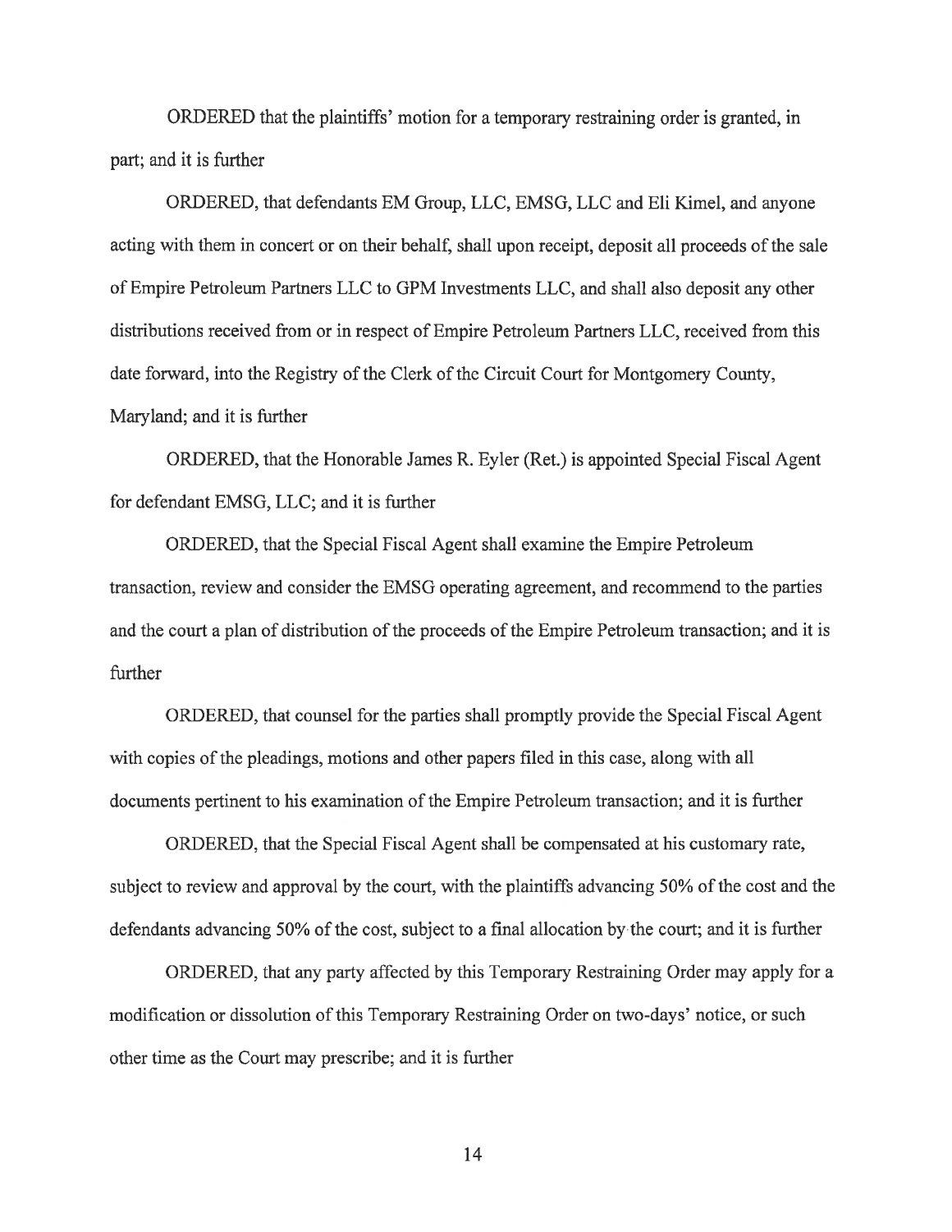ORDERED that the plaintiffs' motion for a temporary restraining order is granted, in part; and it is further

ORDERED, that defendants EM Group, LLC, EMSG, LLC and Eli Kimel, and anyone acting with them in concert or on their behalf, shall upon receipt, deposit all proceeds of the sale of Empire Petroleum Partners LLC to GPM Investments LLC, and shall also deposit any other distributions received from or in respect of Empire Petroleum Partners LLC, received from this date forward, into the Registry of the Clerk of the Circuit Court for Montgomery County, Maryland; and it is further

ORDERED, that the Honorable James R. Eyler (Ret.) is appointed Special Fiscal Agent for defendant EMSG, LLC; and it is further

ORDERED, that the Special Fiscal Agent shall examine the Empire Petroleum transaction, review and consider the EMSG operating agreement, and recommend to the parties and the court a plan of distribution of the proceeds of the Empire Petroleum transaction; and it is further

ORDERED, that counsel for the parties shall promptly provide the Special Fiscal Agent with copies of the pleadings, motions and other papers filed in this case, along with all documents pertinent to his examination of the Empire Petroleum transaction; and it is further

ORDERED, that the Special Fiscal Agent shall be compensated at his customary rate, subject to review and approval by the court, with the plaintiffs advancing 50% of the cost and the defendants advancing 50% of the cost, subject to a final allocation by the court; and it is further

ORDERED, that any party affected by this Temporary Restraining Order may apply for a modification or dissolution of this Temporary Restraining Order on two-days' notice, or such other time as the Court may prescribe; and it is further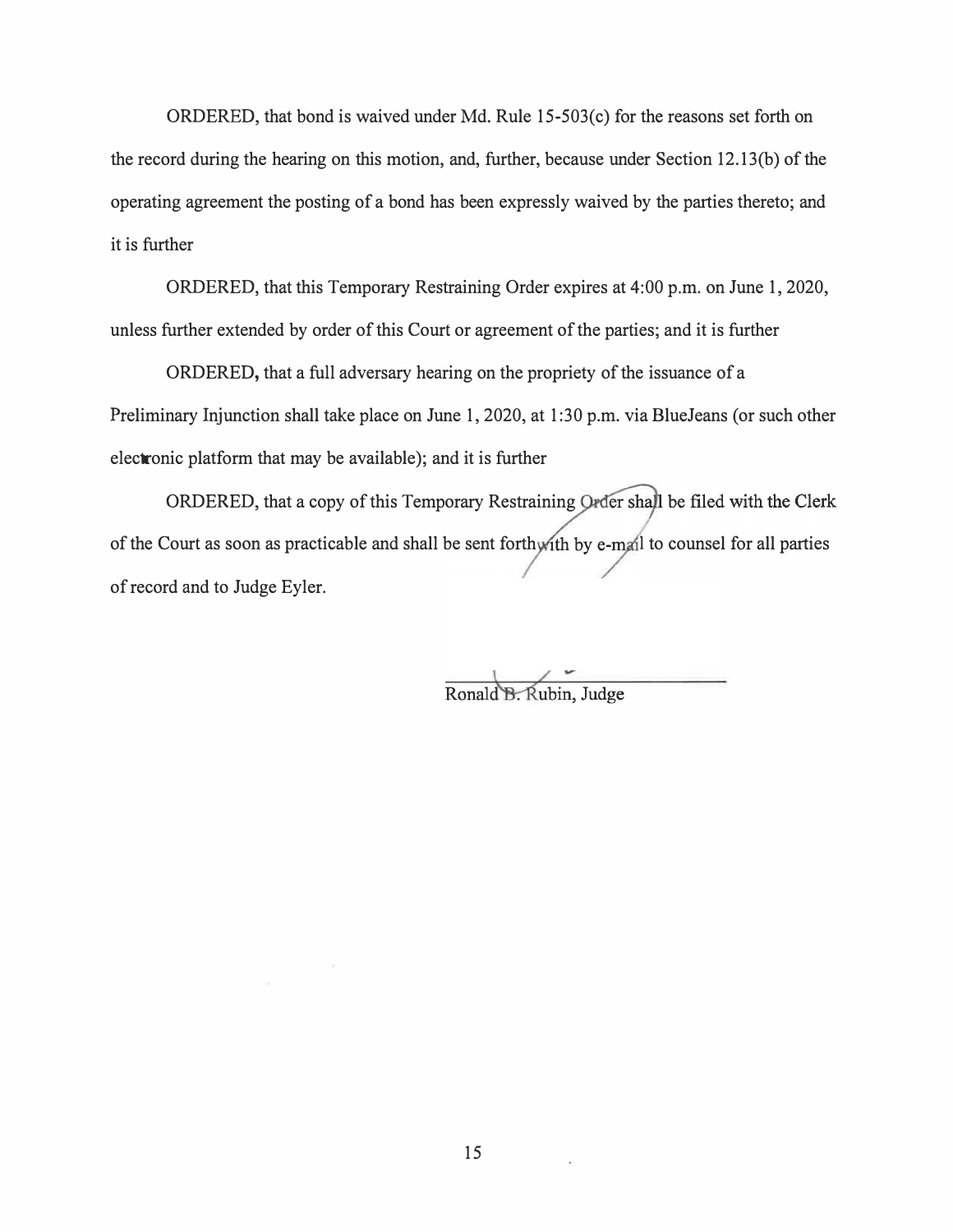ORDERED, that bond is waived under Md. Rule 15-503(c) for the reasons set forth on the record during the hearing on this motion, and, further, because under Section 12.13(b) of the operating agreement the posting of a bond has been expressly waived by the parties thereto; and it is further

ORDERED, that this Temporary Restraining Order expires at 4:00 p.m. on June 1, 2020, unless further extended by order of this Court or agreement of the parties; and it is further

ORDERED, that a full adversary hearing on the propriety of the issuance of a Preliminary Injunction shall take place on June 1, 2020, at 1:30 p.m. via BlueJeans (or such other electronic platform that may be available); and it is further

ORDERED, that a copy of this Temporary Restraining Order shall be filed with the Clerk of the Court as soon as practicable and shall be sent forthwith by e-mail to counsel for all parties of record and to Judge Eyler.

Ronald B. Rubin, Judge